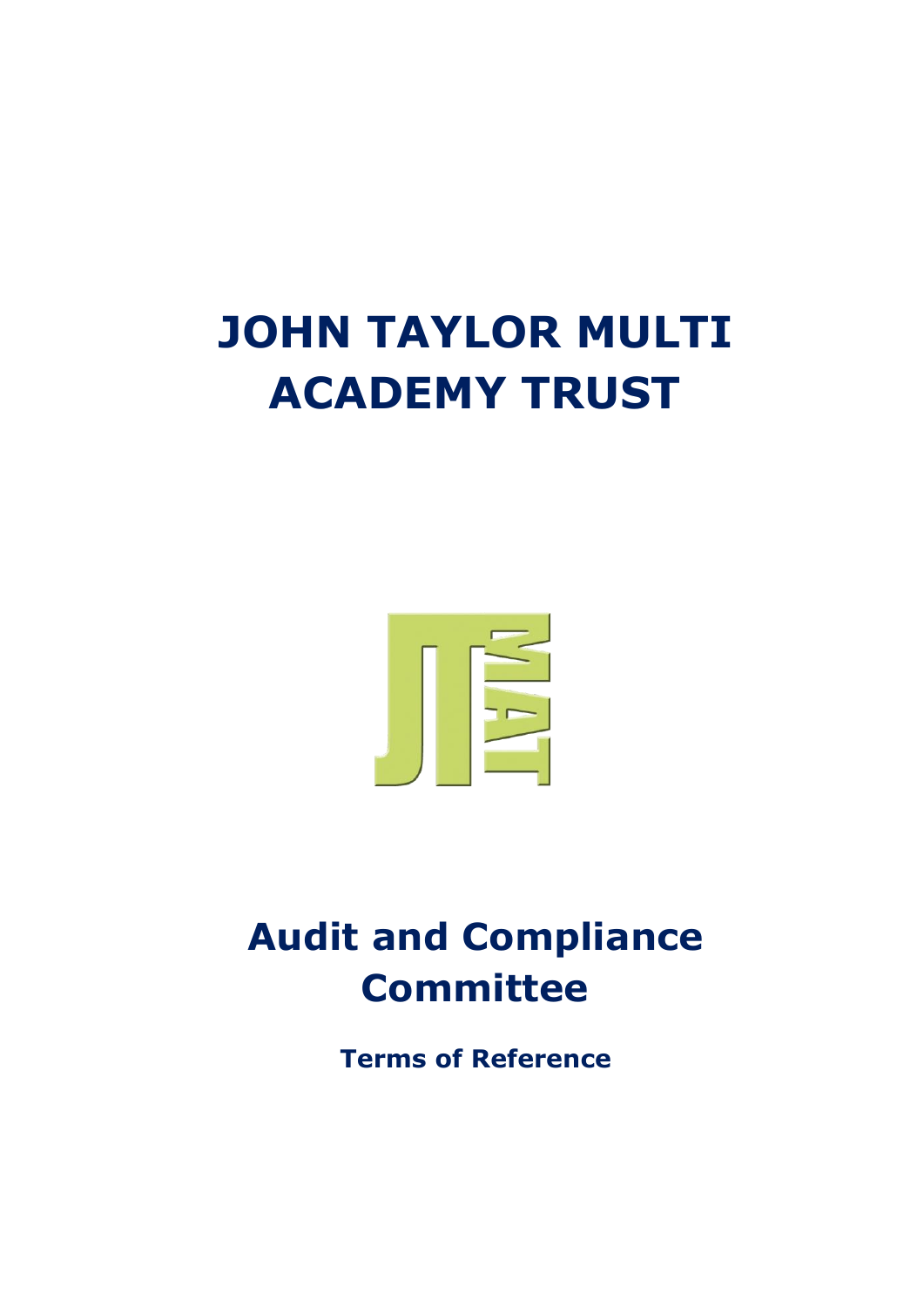# JOHN TAYLOR MULTI ACADEMY TRUST

## Audit and Compliance Committee

### Terms of Reference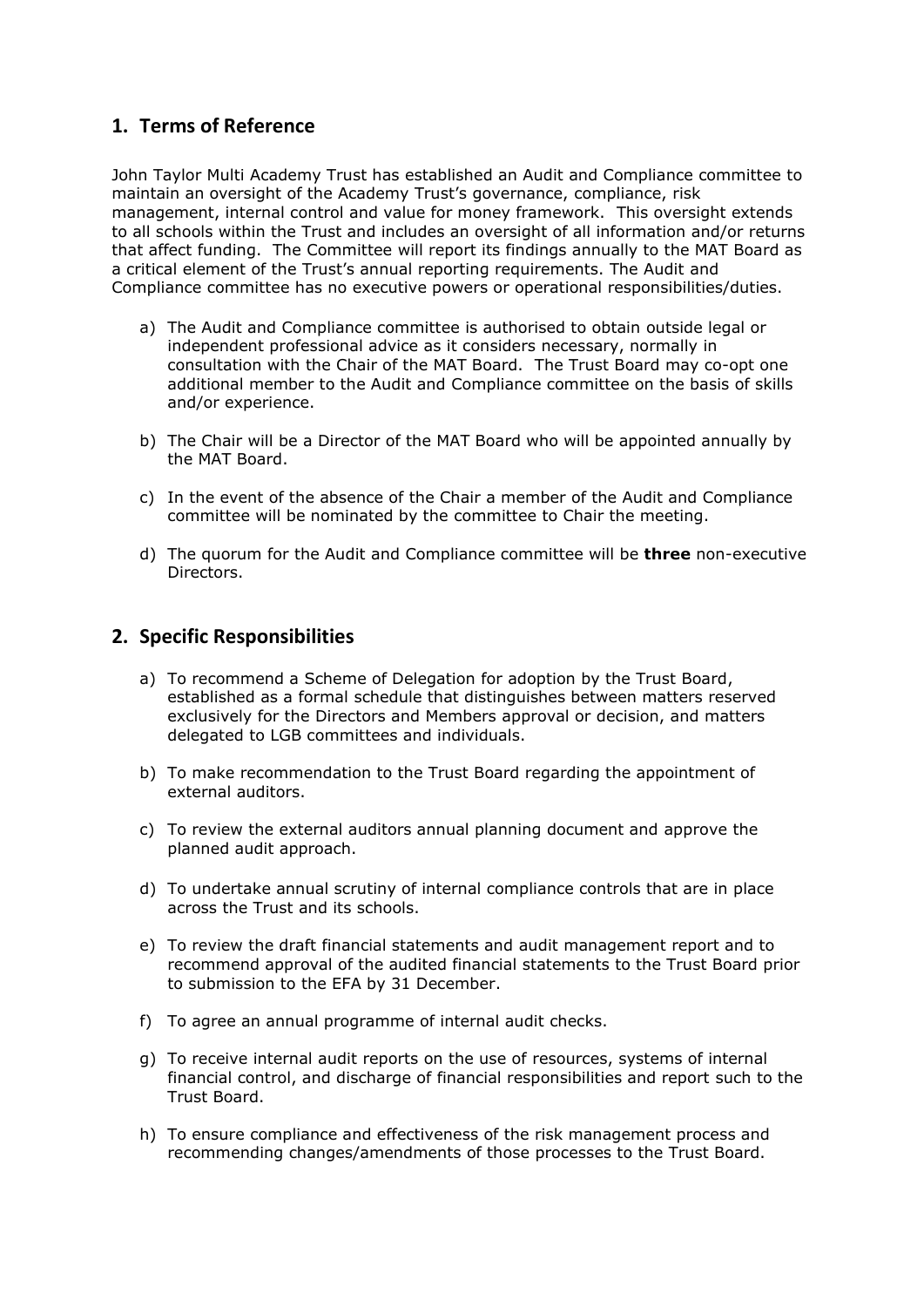## 1. Terms of Reference

John Taylor Multi Academy Trust has established an Audit and Compliance committee to maintain an oversight of the Academy Trust's governance, compliance, risk management, internal control and value for money framework. This oversight extends to all schools within the Trust and includes an oversight of all information and/or returns that affect funding. The Committee will report its findings annually to the MAT Board as a critical element of the Trust's annual reporting requirements. The Audit and Compliance committee has no executive powers or operational responsibilities/duties.

a) The Audit and Compliance committee is authorised to obtain outside legal or independent professional advice as it considers necessary, normally in consultation with the Chair of the MAT Board. The Trust Board may co-opt one additional member to the Audit and Compliance committee on the basis of skills and/or experience.

b) The Chair will be a Director of the MAT Board who will be appointed annually by the MAT Board.

c) In the event of the absence of the Chair a member of the Audit and Compliance committee will be nominated by the committee to Chair the meeting.

d) The quorum for the Audit and Compliance committee will be **three** non-executive Directors.

## 2. Specific Responsibilities

a) To recommend a Scheme of Delegation for adoption by the Trust Board, established as a formal schedule that distinguishes between matters reserved exclusively for the Directors and Members approval or decision, and matters delegated to LGB committees and individuals.

b) To make recommendation to the Trust Board regarding the appointment of external auditors.

c) To review the external auditors annual planning document and approve the planned audit approach.

d) To undertake annual scrutiny of internal compliance controls that are in place across the Trust and its schools.

e) To review the draft financial statements and audit management report and to recommend approval of the audited financial statements to the Trust Board prior to submission to the EFA by 31 December.

f) To agree an annual programme of internal audit checks.

g) To receive internal audit reports on the use of resources, systems of internal financial control, and discharge of financial responsibilities and report such to the Trust Board.

h) To ensure compliance and effectiveness of the risk management process and recommending changes/amendments of those processes to the Trust Board.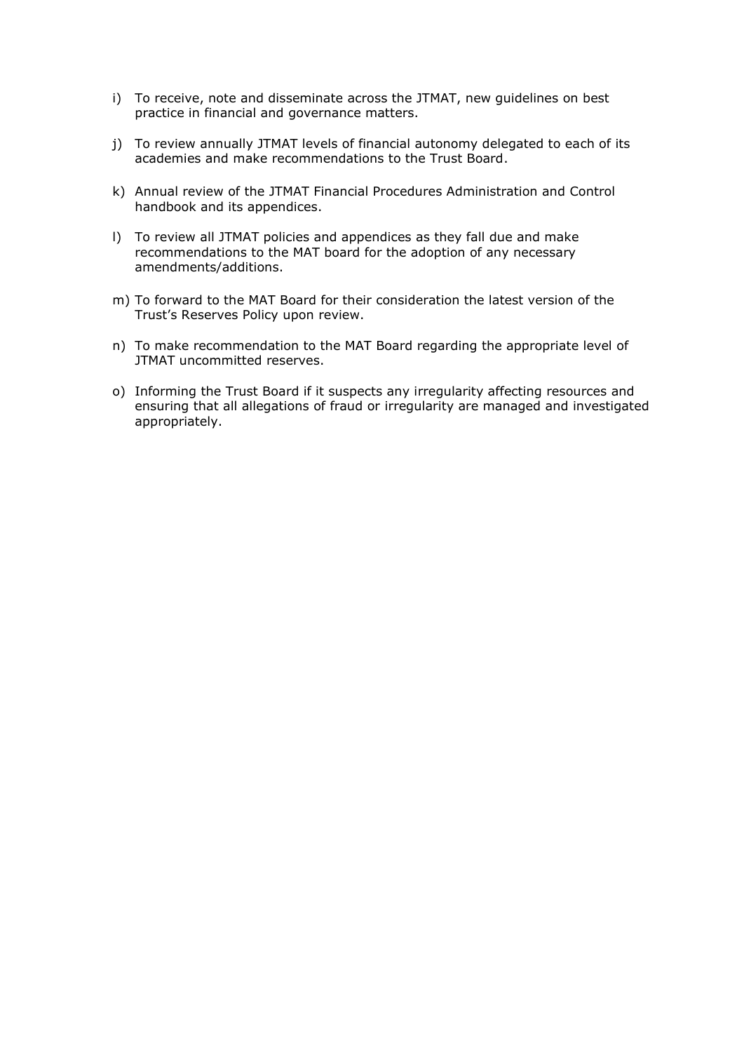i) To receive, note and disseminate across the JTMAT, new guidelines on best practice in financial and governance matters.

j) To review annually JTMAT levels of financial autonomy delegated to each of its academies and make recommendations to the Trust Board.

k) Annual review of the JTMAT Financial Procedures Administration and Control handbook and its appendices.

l) To review all JTMAT policies and appendices as they fall due and make recommendations to the MAT board for the adoption of any necessary amendments/additions.

m) To forward to the MAT Board for their consideration the latest version of the Trust's Reserves Policy upon review.

n) To make recommendation to the MAT Board regarding the appropriate level of JTMAT uncommitted reserves.

o) Informing the Trust Board if it suspects any irregularity affecting resources and ensuring that all allegations of fraud or irregularity are managed and investigated appropriately.